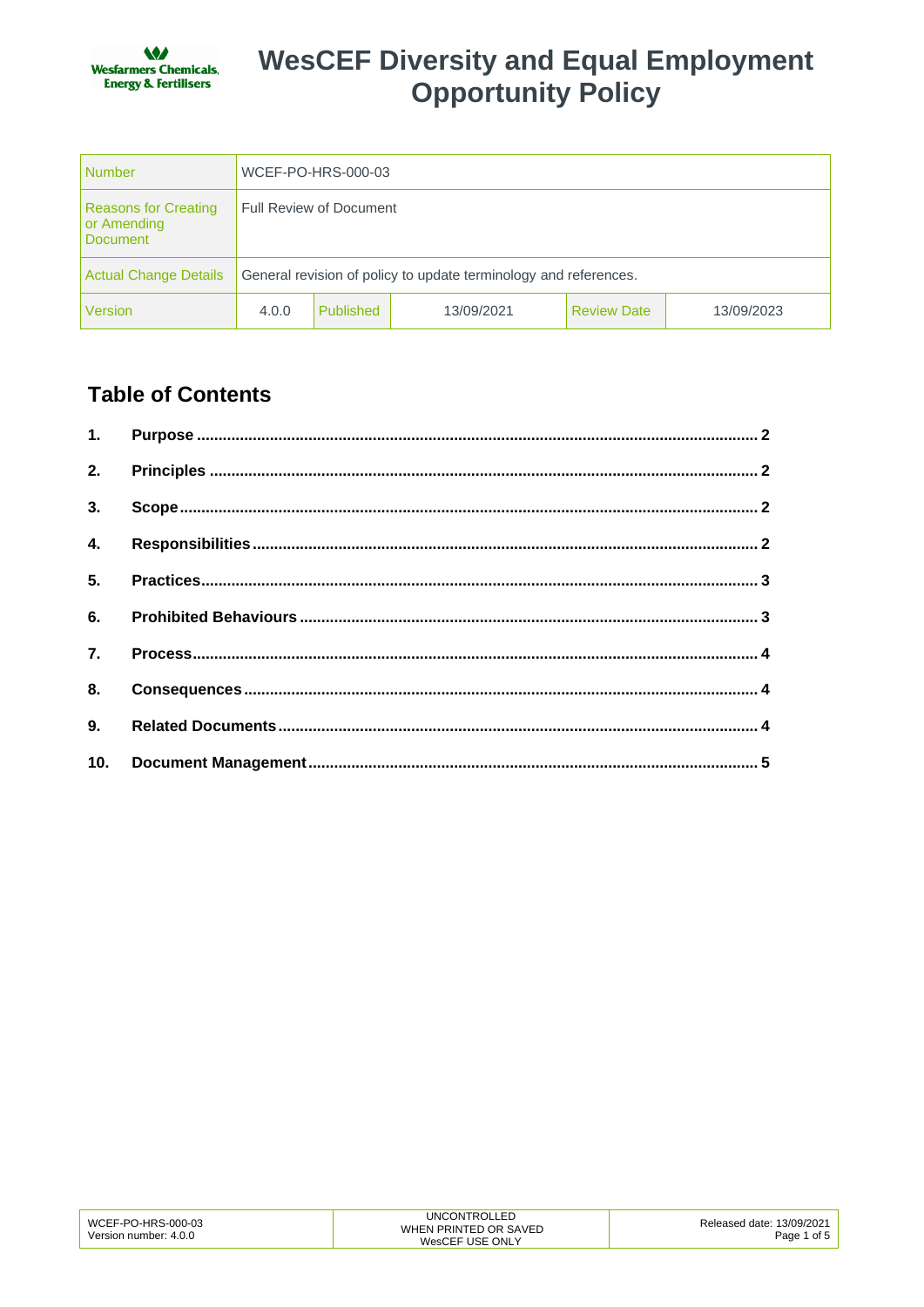# WesCEF Diversity and Equal Employment Opportunity Policy

| Number | WCEF-PO-HRS-000-03 | | | | |
|---|---|---|---|---|---|
| Reasons for Creating or Amending Document | Full Review of Document | | | | |
| Actual Change Details | General revision of policy to update terminology and references. | | | | |
| Version | 4.0.0 | Published | 13/09/2021 | Review Date | 13/09/2023 |

## Table of Contents

1. **Purpose** ............ 2
2. **Principles** ............ 2
3. **Scope** ............ 2
4. **Responsibilities** ............ 2
5. **Practices** ............ 3
6. **Prohibited Behaviours** ............ 3
7. **Process** ............ 4
8. **Consequences** ............ 4
9. **Related Documents** ............ 4
10. **Document Management** ............ 5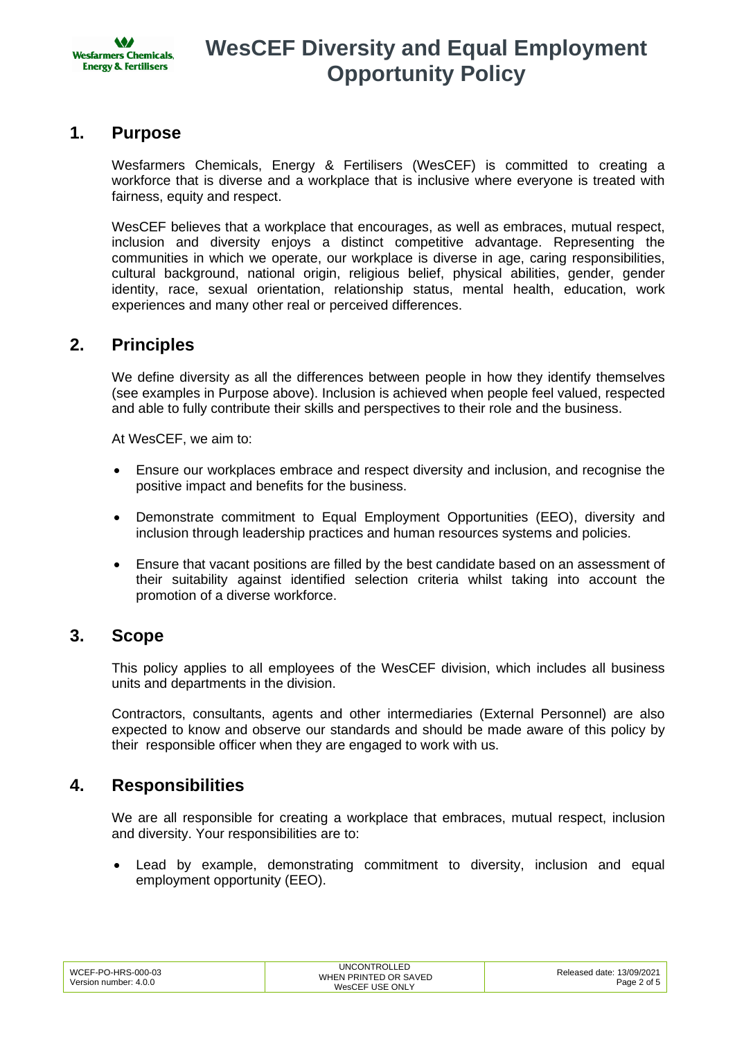# WesCEF Diversity and Equal Employment Opportunity Policy

## 1. Purpose

Wesfarmers Chemicals, Energy & Fertilisers (WesCEF) is committed to creating a workforce that is diverse and a workplace that is inclusive where everyone is treated with fairness, equity and respect.

WesCEF believes that a workplace that encourages, as well as embraces, mutual respect, inclusion and diversity enjoys a distinct competitive advantage. Representing the communities in which we operate, our workplace is diverse in age, caring responsibilities, cultural background, national origin, religious belief, physical abilities, gender, gender identity, race, sexual orientation, relationship status, mental health, education, work experiences and many other real or perceived differences.

## 2. Principles

We define diversity as all the differences between people in how they identify themselves (see examples in Purpose above). Inclusion is achieved when people feel valued, respected and able to fully contribute their skills and perspectives to their role and the business.

At WesCEF, we aim to:

- Ensure our workplaces embrace and respect diversity and inclusion, and recognise the positive impact and benefits for the business.
- Demonstrate commitment to Equal Employment Opportunities (EEO), diversity and inclusion through leadership practices and human resources systems and policies.
- Ensure that vacant positions are filled by the best candidate based on an assessment of their suitability against identified selection criteria whilst taking into account the promotion of a diverse workforce.

## 3. Scope

This policy applies to all employees of the WesCEF division, which includes all business units and departments in the division.

Contractors, consultants, agents and other intermediaries (External Personnel) are also expected to know and observe our standards and should be made aware of this policy by their responsible officer when they are engaged to work with us.

## 4. Responsibilities

We are all responsible for creating a workplace that embraces, mutual respect, inclusion and diversity. Your responsibilities are to:

- Lead by example, demonstrating commitment to diversity, inclusion and equal employment opportunity (EEO).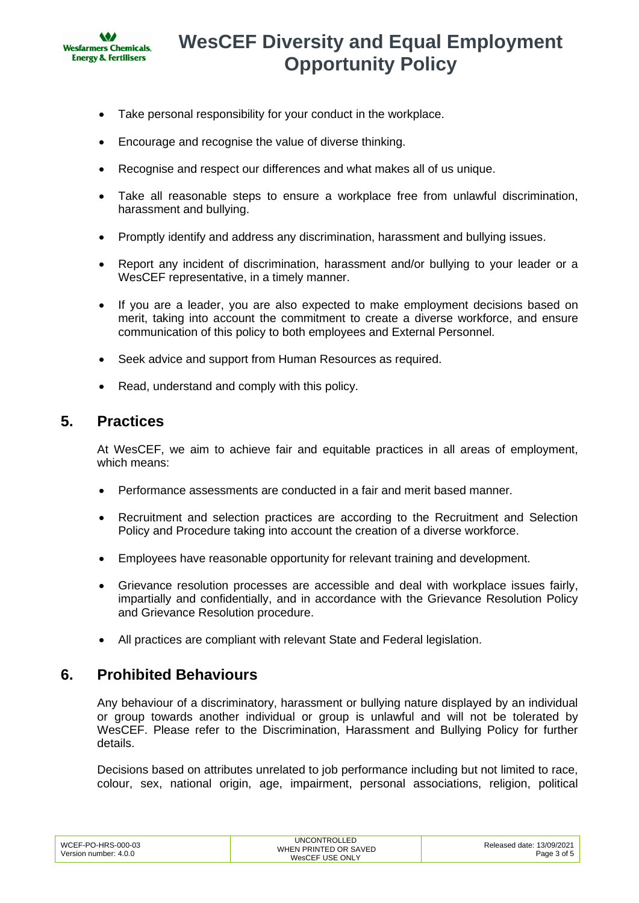- Take personal responsibility for your conduct in the workplace.
- Encourage and recognise the value of diverse thinking.
- Recognise and respect our differences and what makes all of us unique.
- Take all reasonable steps to ensure a workplace free from unlawful discrimination, harassment and bullying.
- Promptly identify and address any discrimination, harassment and bullying issues.
- Report any incident of discrimination, harassment and/or bullying to your leader or a WesCEF representative, in a timely manner.
- If you are a leader, you are also expected to make employment decisions based on merit, taking into account the commitment to create a diverse workforce, and ensure communication of this policy to both employees and External Personnel.
- Seek advice and support from Human Resources as required.
- Read, understand and comply with this policy.

## 5. Practices

At WesCEF, we aim to achieve fair and equitable practices in all areas of employment, which means:

- Performance assessments are conducted in a fair and merit based manner.
- Recruitment and selection practices are according to the Recruitment and Selection Policy and Procedure taking into account the creation of a diverse workforce.
- Employees have reasonable opportunity for relevant training and development.
- Grievance resolution processes are accessible and deal with workplace issues fairly, impartially and confidentially, and in accordance with the Grievance Resolution Policy and Grievance Resolution procedure.
- All practices are compliant with relevant State and Federal legislation.

## 6. Prohibited Behaviours

Any behaviour of a discriminatory, harassment or bullying nature displayed by an individual or group towards another individual or group is unlawful and will not be tolerated by WesCEF. Please refer to the Discrimination, Harassment and Bullying Policy for further details.

Decisions based on attributes unrelated to job performance including but not limited to race, colour, sex, national origin, age, impairment, personal associations, religion, political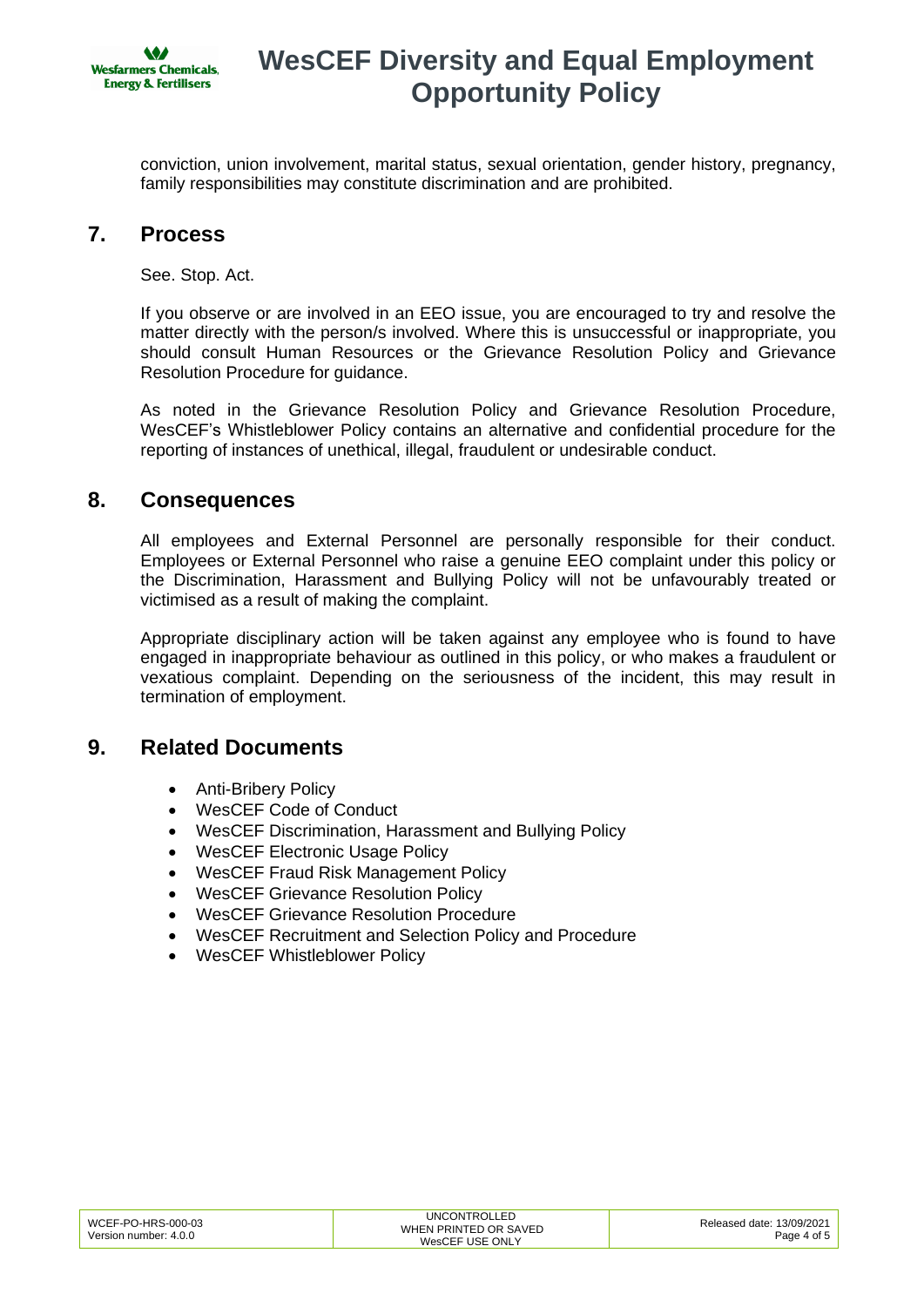conviction, union involvement, marital status, sexual orientation, gender history, pregnancy, family responsibilities may constitute discrimination and are prohibited.

## 7. Process

See. Stop. Act.

If you observe or are involved in an EEO issue, you are encouraged to try and resolve the matter directly with the person/s involved. Where this is unsuccessful or inappropriate, you should consult Human Resources or the Grievance Resolution Policy and Grievance Resolution Procedure for guidance.

As noted in the Grievance Resolution Policy and Grievance Resolution Procedure, WesCEF's Whistleblower Policy contains an alternative and confidential procedure for the reporting of instances of unethical, illegal, fraudulent or undesirable conduct.

## 8. Consequences

All employees and External Personnel are personally responsible for their conduct. Employees or External Personnel who raise a genuine EEO complaint under this policy or the Discrimination, Harassment and Bullying Policy will not be unfavourably treated or victimised as a result of making the complaint.

Appropriate disciplinary action will be taken against any employee who is found to have engaged in inappropriate behaviour as outlined in this policy, or who makes a fraudulent or vexatious complaint. Depending on the seriousness of the incident, this may result in termination of employment.

## 9. Related Documents

- Anti-Bribery Policy
- WesCEF Code of Conduct
- WesCEF Discrimination, Harassment and Bullying Policy
- WesCEF Electronic Usage Policy
- WesCEF Fraud Risk Management Policy
- WesCEF Grievance Resolution Policy
- WesCEF Grievance Resolution Procedure
- WesCEF Recruitment and Selection Policy and Procedure
- WesCEF Whistleblower Policy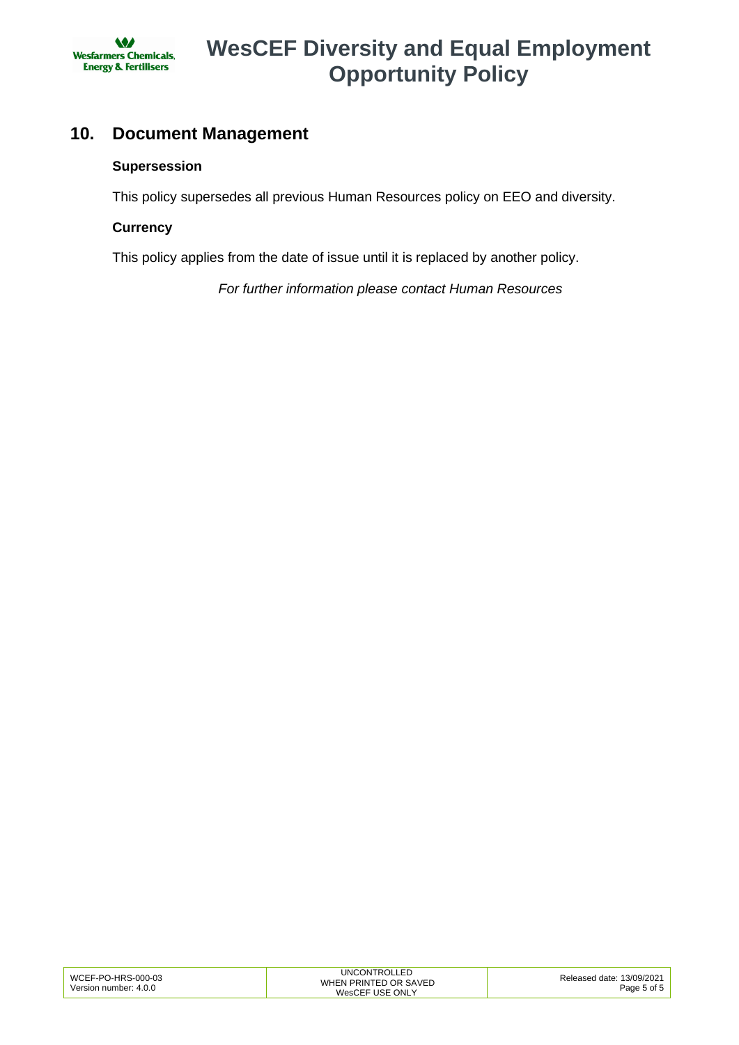## 10. Document Management

### Supersession

This policy supersedes all previous Human Resources policy on EEO and diversity.

### Currency

This policy applies from the date of issue until it is replaced by another policy.

*For further information please contact Human Resources*